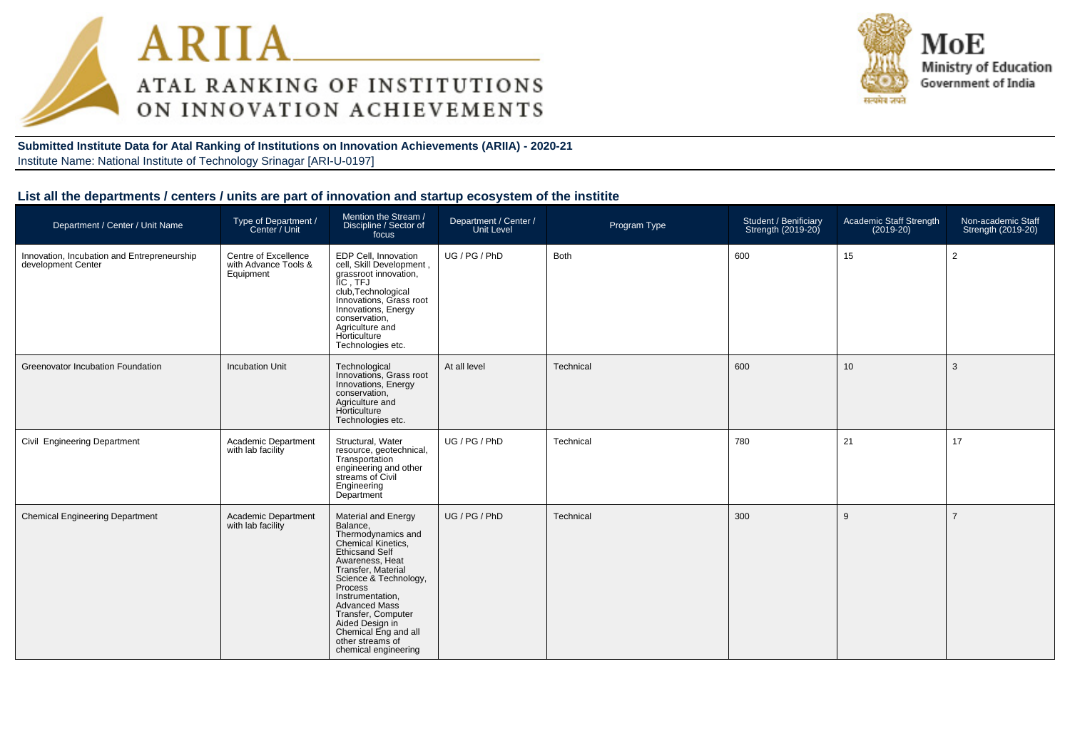ARIIA
ATAL RANKING OF INSTITUTIONS ON INNOVATION ACHIEVEMENTS

MoE
Ministry of Education
Government of India

**Submitted Institute Data for Atal Ranking of Institutions on Innovation Achievements (ARIIA) - 2020-21**

Institute Name: National Institute of Technology Srinagar [ARI-U-0197]

## List all the departments / centers / units are part of innovation and startup ecosystem of the institite

| Department / Center / Unit Name | Type of Department / Center / Unit | Mention the Stream / Discipline / Sector of focus | Department / Center / Unit Level | Program Type | Student / Benificiary Strength (2019-20) | Academic Staff Strength (2019-20) | Non-academic Staff Strength (2019-20) |
|---|---|---|---|---|---|---|---|
| Innovation, Incubation and Entrepreneurship development Center | Centre of Excellence with Advance Tools & Equipment | EDP Cell, Innovation cell, Skill Development , grassroot innovation, IIC , TFJ club,Technological Innovations, Grass root Innovations, Energy conservation, Agriculture and Horticulture Technologies etc. | UG / PG / PhD | Both | 600 | 15 | 2 |
| Greenovator Incubation Foundation | Incubation Unit | Technological Innovations, Grass root Innovations, Energy conservation, Agriculture and Horticulture Technologies etc. | At all level | Technical | 600 | 10 | 3 |
| Civil Engineering Department | Academic Department with lab facility | Structural, Water resource, geotechnical, Transportation engineering and other streams of Civil Engineering Department | UG / PG / PhD | Technical | 780 | 21 | 17 |
| Chemical Engineering Department | Academic Department with lab facility | Material and Energy Balance, Thermodynamics and Chemical Kinetics, Ethicsand Self Awareness, Heat Transfer, Material Science & Technology, Process Instrumentation, Advanced Mass Transfer, Computer Aided Design in Chemical Eng and all other streams of chemical engineering | UG / PG / PhD | Technical | 300 | 9 | 7 |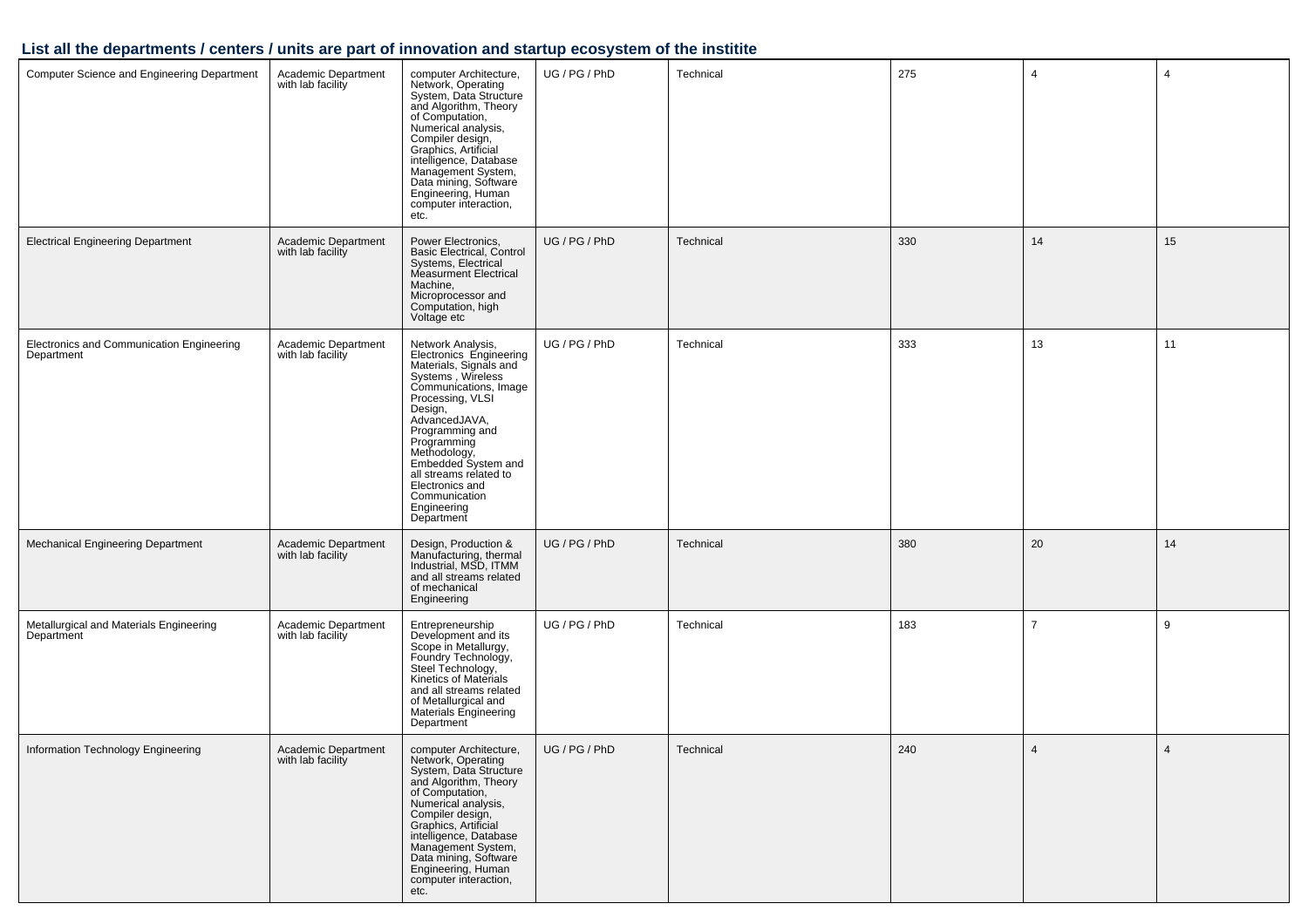## List all the departments / centers / units are part of innovation and startup ecosystem of the institite

| | | | | | | | |
|---|---|---|---|---|---|---|---|
| Computer Science and Engineering Department | Academic Department with lab facility | computer Architecture, Network, Operating System, Data Structure and Algorithm, Theory of Computation, Numerical analysis, Compiler design, Graphics, Artificial intelligence, Database Management System, Data mining, Software Engineering, Human computer interaction, etc. | UG / PG / PhD | Technical | 275 | 4 | 4 |
| Electrical Engineering Department | Academic Department with lab facility | Power Electronics, Basic Electrical, Control Systems, Electrical Measurment Electrical Machine, Microprocessor and Computation, high Voltage etc | UG / PG / PhD | Technical | 330 | 14 | 15 |
| Electronics and Communication Engineering Department | Academic Department with lab facility | Network Analysis, Electronics Engineering Materials, Signals and Systems , Wireless Communications, Image Processing, VLSI Design, AdvancedJAVA, Programming and Programming Methodology, Embedded System and all streams related to Electronics and Communication Engineering Department | UG / PG / PhD | Technical | 333 | 13 | 11 |
| Mechanical Engineering Department | Academic Department with lab facility | Design, Production & Manufacturing, thermal Industrial, MSD, ITMM and all streams related of mechanical Engineering | UG / PG / PhD | Technical | 380 | 20 | 14 |
| Metallurgical and Materials Engineering Department | Academic Department with lab facility | Entrepreneurship Development and its Scope in Metallurgy, Foundry Technology, Steel Technology, Kinetics of Materials and all streams related of Metallurgical and Materials Engineering Department | UG / PG / PhD | Technical | 183 | 7 | 9 |
| Information Technology Engineering | Academic Department with lab facility | computer Architecture, Network, Operating System, Data Structure and Algorithm, Theory of Computation, Numerical analysis, Compiler design, Graphics, Artificial intelligence, Database Management System, Data mining, Software Engineering, Human computer interaction, etc. | UG / PG / PhD | Technical | 240 | 4 | 4 |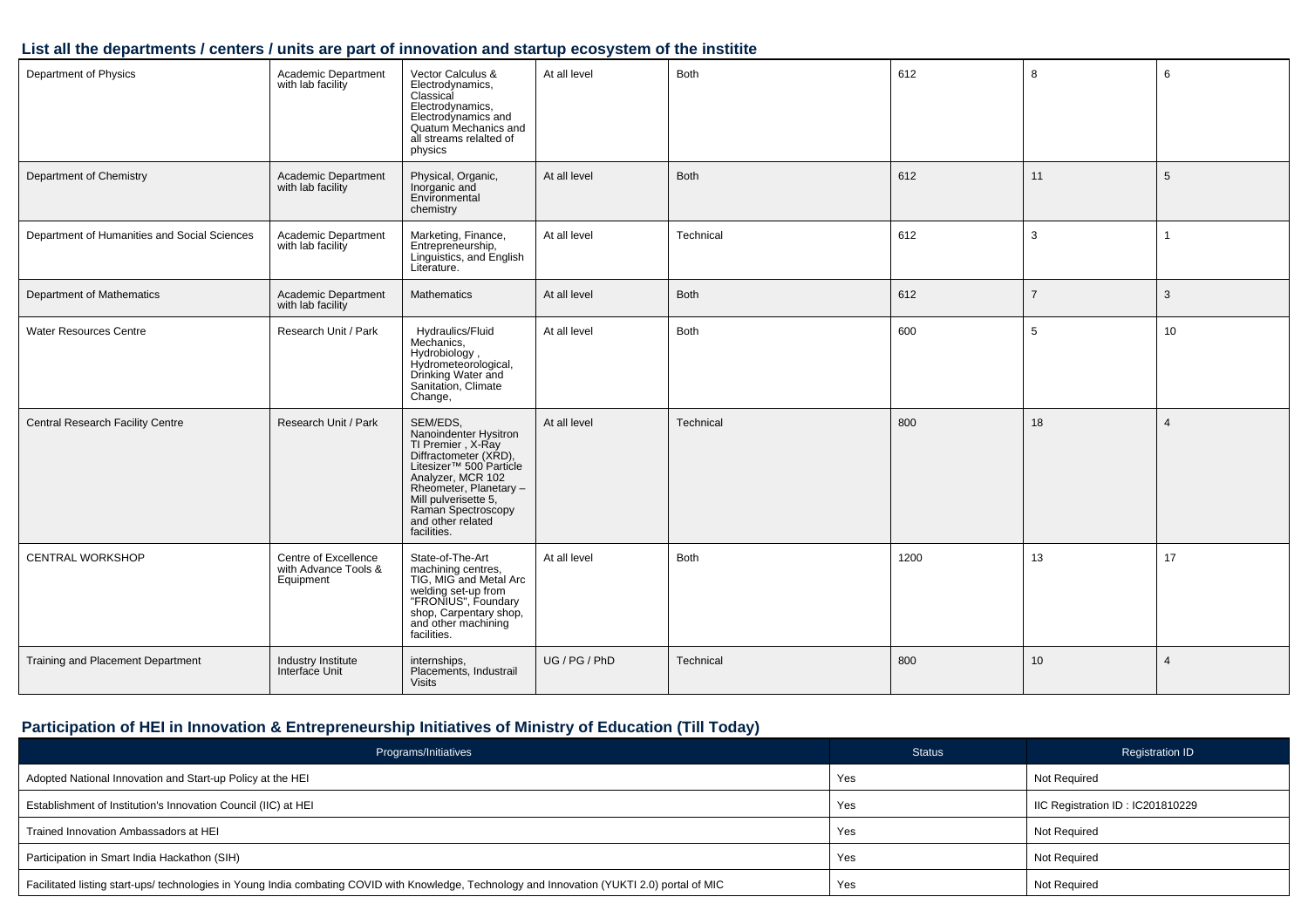### List all the departments / centers / units are part of innovation and startup ecosystem of the institite

| | | | | | | | |
|---|---|---|---|---|---|---|---|
| Department of Physics | Academic Department with lab facility | Vector Calculus & Electrodynamics, Classical Electrodynamics, Electrodynamics and Quatum Mechanics and all streams relalted of physics | At all level | Both | 612 | 8 | 6 |
| Department of Chemistry | Academic Department with lab facility | Physical, Organic, Inorganic and Environmental chemistry | At all level | Both | 612 | 11 | 5 |
| Department of Humanities and Social Sciences | Academic Department with lab facility | Marketing, Finance, Entrepreneurship, Linguistics, and English Literature. | At all level | Technical | 612 | 3 | 1 |
| Department of Mathematics | Academic Department with lab facility | Mathematics | At all level | Both | 612 | 7 | 3 |
| Water Resources Centre | Research Unit / Park | Hydraulics/Fluid Mechanics, Hydrobiology , Hydrometeorological, Drinking Water and Sanitation, Climate Change, | At all level | Both | 600 | 5 | 10 |
| Central Research Facility Centre | Research Unit / Park | SEM/EDS, Nanoindenter Hysitron TI Premier , X-Ray Diffractometer (XRD), Litesizer™ 500 Particle Analyzer, MCR 102 Rheometer, Planetary – Mill pulverisette 5, Raman Spectroscopy and other related facilities. | At all level | Technical | 800 | 18 | 4 |
| CENTRAL WORKSHOP | Centre of Excellence with Advance Tools & Equipment | State-of-The-Art machining centres, TIG, MIG and Metal Arc welding set-up from "FRONIUS", Foundary shop, Carpentary shop, and other machining facilities. | At all level | Both | 1200 | 13 | 17 |
| Training and Placement Department | Industry Institute Interface Unit | internships, Placements, Industrail Visits | UG / PG / PhD | Technical | 800 | 10 | 4 |

### Participation of HEI in Innovation & Entrepreneurship Initiatives of Ministry of Education (Till Today)

| Programs/Initiatives | Status | Registration ID |
|---|---|---|
| Adopted National Innovation and Start-up Policy at the HEI | Yes | Not Required |
| Establishment of Institution's Innovation Council (IIC) at HEI | Yes | IIC Registration ID : IC201810229 |
| Trained Innovation Ambassadors at HEI | Yes | Not Required |
| Participation in Smart India Hackathon (SIH) | Yes | Not Required |
| Facilitated listing start-ups/ technologies in Young India combating COVID with Knowledge, Technology and Innovation (YUKTI 2.0) portal of MIC | Yes | Not Required |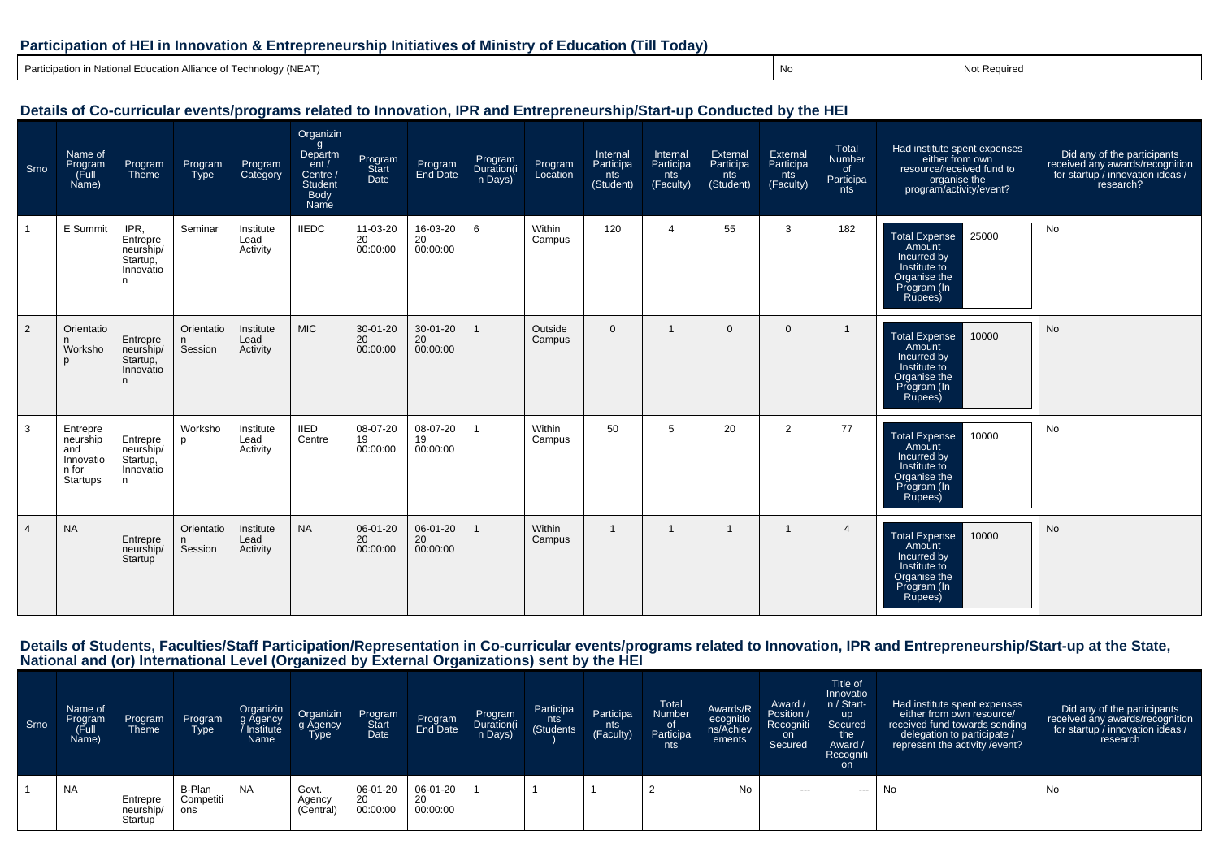## Participation of HEI in Innovation & Entrepreneurship Initiatives of Ministry of Education (Till Today)

| Participation in National Education Alliance of Technology (NEAT) | No | Not Required |
|---|---|---|

## Details of Co-curricular events/programs related to Innovation, IPR and Entrepreneurship/Start-up Conducted by the HEI

| Srno | Name of Program (Full Name) | Program Theme | Program Type | Program Category | Organizing Department / Centre / Student Body Name | Program Start Date | Program End Date | Program Duration(in Days) | Program Location | Internal Participants (Student) | Internal Participants (Faculty) | External Participants (Student) | External Participants (Faculty) | Total Number of Participants | Had institute spent expenses either from own resource/received fund to organise the program/activity/event? | Did any of the participants received any awards/recognition for startup / innovation ideas / research? |
|---|---|---|---|---|---|---|---|---|---|---|---|---|---|---|---|---|
| 1 | E Summit | IPR, Entrepreneurship/ Startup, Innovation | Seminar | Institute Lead Activity | IIEDC | 11-03-2020 00:00:00 | 16-03-2020 00:00:00 | 6 | Within Campus | 120 | 4 | 55 | 3 | 182 | Total Expense Amount Incurred by Institute to Organise the Program (In Rupees): 25000 | No |
| 2 | Orientation Workshop | Entrepreneurship/ Startup, Innovation | Orientation Session | Institute Lead Activity | MIC | 30-01-2020 00:00:00 | 30-01-2020 00:00:00 | 1 | Outside Campus | 0 | 1 | 0 | 0 | 1 | Total Expense Amount Incurred by Institute to Organise the Program (In Rupees): 10000 | No |
| 3 | Entrepreneurship and Innovation for Startups | Entrepreneurship/ Startup, Innovation | Workshop | Institute Lead Activity | IIED Centre | 08-07-2019 00:00:00 | 08-07-2019 00:00:00 | 1 | Within Campus | 50 | 5 | 20 | 2 | 77 | Total Expense Amount Incurred by Institute to Organise the Program (In Rupees): 10000 | No |
| 4 | NA | Entrepreneurship/ Startup | Orientation Session | Institute Lead Activity | NA | 06-01-2020 00:00:00 | 06-01-2020 00:00:00 | 1 | Within Campus | 1 | 1 | 1 | 1 | 4 | Total Expense Amount Incurred by Institute to Organise the Program (In Rupees): 10000 | No |

## Details of Students, Faculties/Staff Participation/Representation in Co-curricular events/programs related to Innovation, IPR and Entrepreneurship/Start-up at the State, National and (or) International Level (Organized by External Organizations) sent by the HEI

| Srno | Name of Program (Full Name) | Program Theme | Program Type | Organizing Agency / Institute Name | Organizing Agency Type | Program Start Date | Program End Date | Program Duration(in Days) | Participants (Students) | Participants (Faculty) | Total Number of Participants | Awards/Recognitions/Achievements | Award / Position / Recognition Secured | Title of Innovation / Start-up Secured the Award / Recognition | Had institute spent expenses either from own resource/ received fund towards sending delegation to participate / represent the activity /event? | Did any of the participants received any awards/recognition for startup / innovation ideas / research |
|---|---|---|---|---|---|---|---|---|---|---|---|---|---|---|---|---|
| 1 | NA | Entrepreneurship/ Startup | B-Plan Competitions | NA | Govt. Agency (Central) | 06-01-2020 00:00:00 | 06-01-2020 00:00:00 | 1 | 1 | 1 | 2 | No | --- | --- | No | No |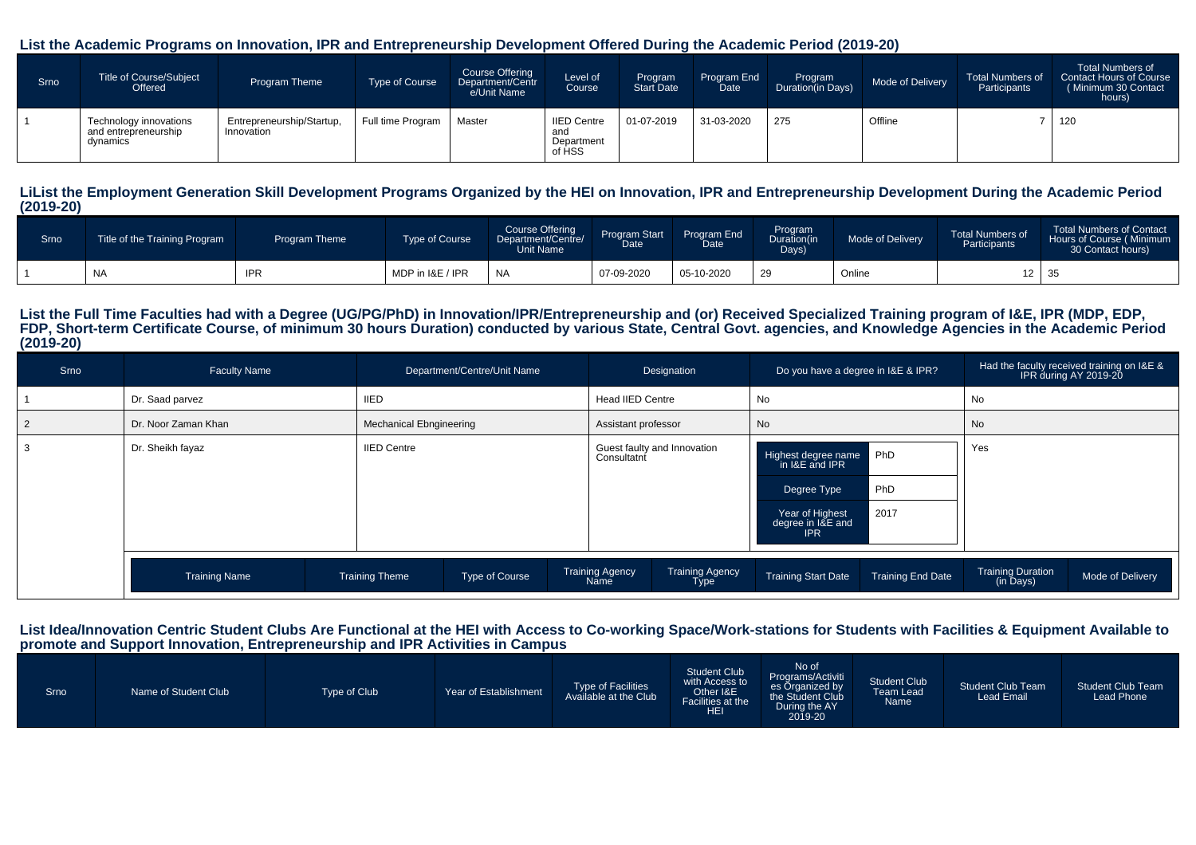### List the Academic Programs on Innovation, IPR and Entrepreneurship Development Offered During the Academic Period (2019-20)

| Srno | Title of Course/Subject Offered | Program Theme | Type of Course | Course Offering Department/Centre/Unit Name | Level of Course | Program Start Date | Program End Date | Program Duration(in Days) | Mode of Delivery | Total Numbers of Participants | Total Numbers of Contact Hours of Course ( Minimum 30 Contact hours) |
|---|---|---|---|---|---|---|---|---|---|---|---|
| 1 | Technology innovations and entrepreneurship dynamics | Entrepreneurship/Startup, Innovation | Full time Program | Master | IIED Centre and Department of HSS | 01-07-2019 | 31-03-2020 | 275 | Offline | 7 | 120 |

### LiList the Employment Generation Skill Development Programs Organized by the HEI on Innovation, IPR and Entrepreneurship Development During the Academic Period (2019-20)

| Srno | Title of the Training Program | Program Theme | Type of Course | Course Offering Department/Centre/ Unit Name | Program Start Date | Program End Date | Program Duration(in Days) | Mode of Delivery | Total Numbers of Participants | Total Numbers of Contact Hours of Course ( Minimum 30 Contact hours) |
|---|---|---|---|---|---|---|---|---|---|---|
| 1 | NA | IPR | MDP in I&E / IPR | NA | 07-09-2020 | 05-10-2020 | 29 | Online | 12 | 35 |

### List the Full Time Faculties had with a Degree (UG/PG/PhD) in Innovation/IPR/Entrepreneurship and (or) Received Specialized Training program of I&E, IPR (MDP, EDP, FDP, Short-term Certificate Course, of minimum 30 hours Duration) conducted by various State, Central Govt. agencies, and Knowledge Agencies in the Academic Period (2019-20)

| Srno | Faculty Name | Department/Centre/Unit Name | Designation | Do you have a degree in I&E & IPR? | Had the faculty received training on I&E & IPR during AY 2019-20 |
|---|---|---|---|---|---|
| 1 | Dr. Saad parvez | IIED | Head IIED Centre | No | No |
| 2 | Dr. Noor Zaman Khan | Mechanical Ebngineering | Assistant professor | No | No |
| 3 | Dr. Sheikh fayaz | IIED Centre | Guest faulty and Innovation Consultatnt | Highest degree name in I&E and IPR: PhD; Degree Type: PhD; Year of Highest degree in I&E and IPR: 2017 | Yes |

| Training Name | Training Theme | Type of Course | Training Agency Name | Training Agency Type | Training Start Date | Training End Date | Training Duration (in Days) | Mode of Delivery |
|---|---|---|---|---|---|---|---|---|

### List Idea/Innovation Centric Student Clubs Are Functional at the HEI with Access to Co-working Space/Work-stations for Students with Facilities & Equipment Available to promote and Support Innovation, Entrepreneurship and IPR Activities in Campus

| Srno | Name of Student Club | Type of Club | Year of Establishment | Type of Facilities Available at the Club | Student Club with Access to Other I&E Facilities at the HEI | No of Programs/Activities Organized by the Student Club During the AY 2019-20 | Student Club Team Lead Name | Student Club Team Lead Email | Student Club Team Lead Phone |
|---|---|---|---|---|---|---|---|---|---|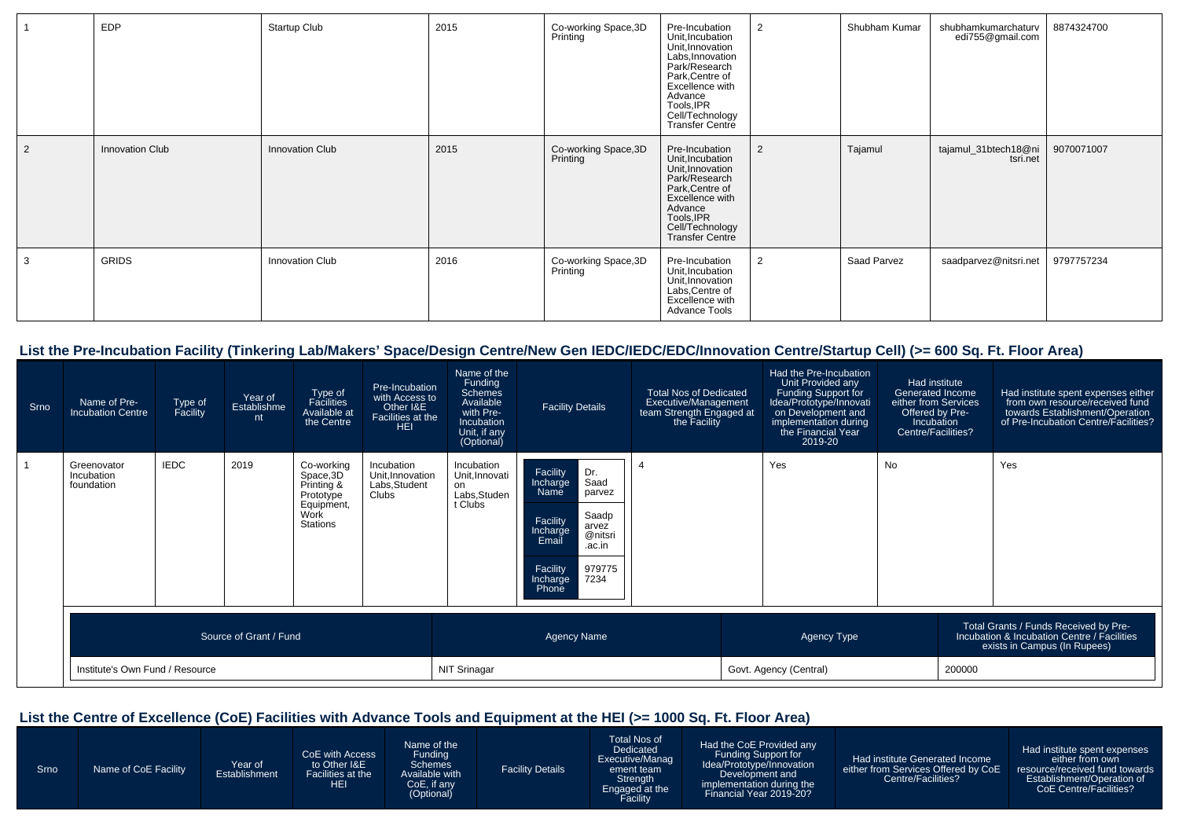| | | | | | | | | | |
|---|---|---|---|---|---|---|---|---|---|
| 1 | EDP | Startup Club | 2015 | Co-working Space,3D Printing | Pre-Incubation Unit,Incubation Unit,Innovation Labs,Innovation Park/Research Park,Centre of Excellence with Advance Tools,IPR Cell/Technology Transfer Centre | 2 | Shubham Kumar | shubhamkumarchaturvedi755@gmail.com | 8874324700 |
| 2 | Innovation Club | Innovation Club | 2015 | Co-working Space,3D Printing | Pre-Incubation Unit,Incubation Unit,Innovation Park/Research Park,Centre of Excellence with Advance Tools,IPR Cell/Technology Transfer Centre | 2 | Tajamul | tajamul_31btech18@nitsri.net | 9070071007 |
| 3 | GRIDS | Innovation Club | 2016 | Co-working Space,3D Printing | Pre-Incubation Unit,Incubation Unit,Innovation Labs,Centre of Excellence with Advance Tools | 2 | Saad Parvez | saadparvez@nitsri.net | 9797757234 |

## List the Pre-Incubation Facility (Tinkering Lab/Makers' Space/Design Centre/New Gen IEDC/IEDC/EDC/Innovation Centre/Startup Cell) (>= 600 Sq. Ft. Floor Area)

| Srno | Name of Pre-Incubation Centre | Type of Facility | Year of Establishment | Type of Facilities Available at the Centre | Pre-Incubation with Access to Other I&E Facilities at the HEI | Name of the Funding Schemes Available with Pre-Incubation Unit, if any (Optional) | Facility Details | Total Nos of Dedicated Executive/Management team Strength Engaged at the Facility | Had the Pre-Incubation Unit Provided any Funding Support for Idea/Prototype/Innovation on Development and implementation during the Financial Year 2019-20 | Had institute Generated Income either from Services Offered by Pre-Incubation Centre/Facilities? | Had institute spent expenses either from own resource/received fund towards Establishment/Operation of Pre-Incubation Centre/Facilities? |
|---|---|---|---|---|---|---|---|---|---|---|---|
| 1 | Greenovator Incubation foundation | IEDC | 2019 | Co-working Space,3D Printing & Prototype Equipment, Work Stations | Incubation Unit,Innovation Labs,Student Clubs | Incubation Unit,Innovation Labs,Student Clubs | Facility Incharge Name: Dr. Saad parvez<br>Facility Incharge Email: Saadparvez@nitsri.ac.in<br>Facility Incharge Phone: 9797757234 | 4 | Yes | No | Yes |

| Source of Grant / Fund | Agency Name | Agency Type | Total Grants / Funds Received by Pre-Incubation & Incubation Centre / Facilities exists in Campus (In Rupees) |
|---|---|---|---|
| Institute's Own Fund / Resource | NIT Srinagar | Govt. Agency (Central) | 200000 |

## List the Centre of Excellence (CoE) Facilities with Advance Tools and Equipment at the HEI (>= 1000 Sq. Ft. Floor Area)

| Srno | Name of CoE Facility | Year of Establishment | CoE with Access to Other I&E Facilities at the HEI | Name of the Funding Schemes Available with CoE, if any (Optional) | Facility Details | Total Nos of Dedicated Executive/Management team Strength Engaged at the Facility | Had the CoE Provided any Funding Support for Idea/Prototype/Innovation Development and implementation during the Financial Year 2019-20? | Had institute Generated Income either from Services Offered by CoE Centre/Facilities? | Had institute spent expenses either from own resource/received fund towards Establishment/Operation of CoE Centre/Facilities? |
|---|---|---|---|---|---|---|---|---|---|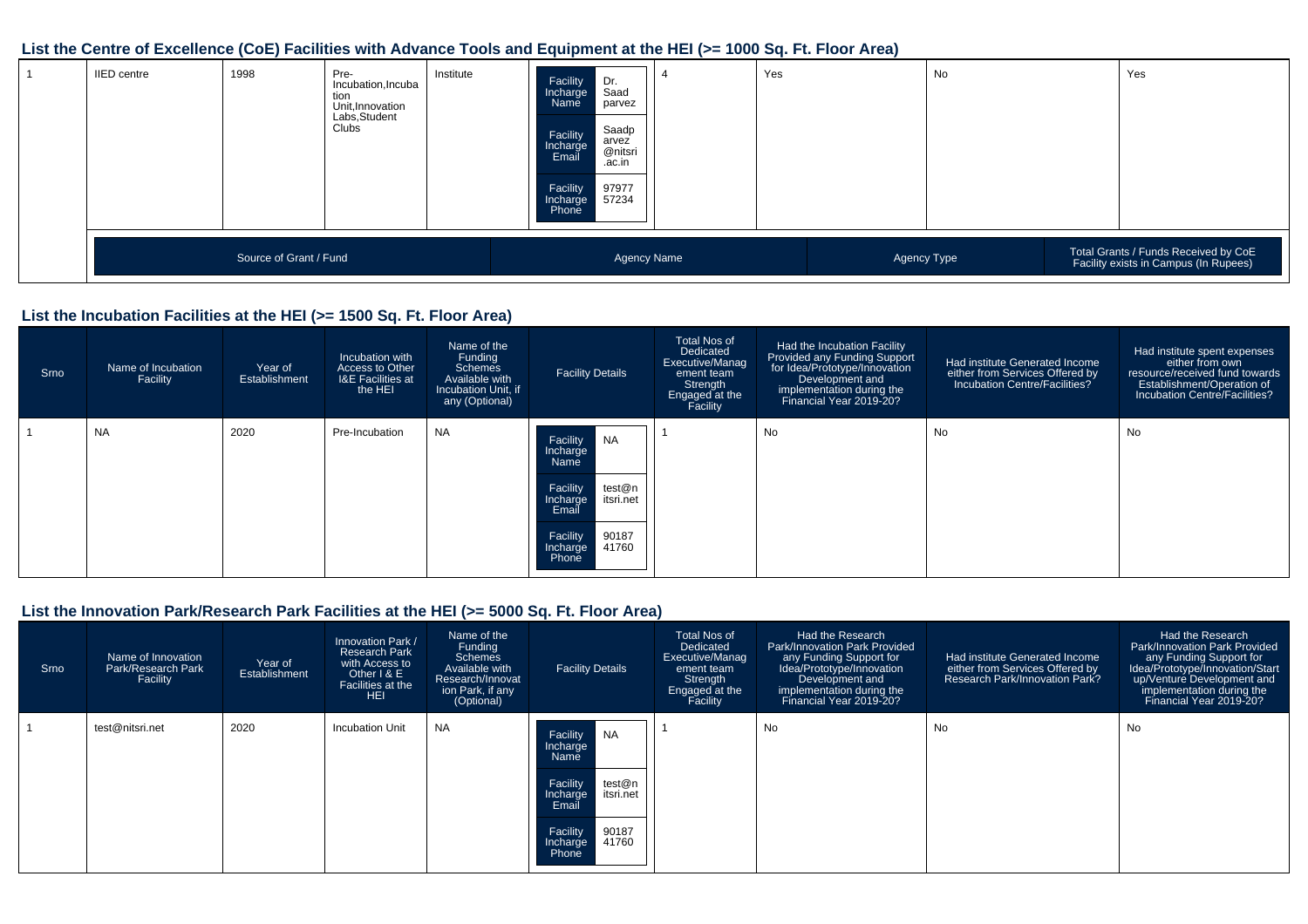## List the Centre of Excellence (CoE) Facilities with Advance Tools and Equipment at the HEI (>= 1000 Sq. Ft. Floor Area)

| | | | | | | | | | |
|---|---|---|---|---|---|---|---|---|---|
| 1 | IIED centre | 1998 | Pre-Incubation,Incubation Unit,Innovation Labs,Student Clubs | Institute | Facility Incharge Name: Dr. Saad parvez<br>Facility Incharge Email: Saadparvez@nitsri.ac.in<br>Facility Incharge Phone: 9797757234 | 4 | Yes | No | Yes |

| Source of Grant / Fund | Agency Name | Agency Type | Total Grants / Funds Received by CoE Facility exists in Campus (In Rupees) |
|---|---|---|---|

## List the Incubation Facilities at the HEI (>= 1500 Sq. Ft. Floor Area)

| Srno | Name of Incubation Facility | Year of Establishment | Incubation with Access to Other I&E Facilities at the HEI | Name of the Funding Schemes Available with Incubation Unit, if any (Optional) | Facility Details | Total Nos of Dedicated Executive/Management team Strength Engaged at the Facility | Had the Incubation Facility Provided any Funding Support for Idea/Prototype/Innovation Development and implementation during the Financial Year 2019-20? | Had institute Generated Income either from Services Offered by Incubation Centre/Facilities? | Had institute spent expenses either from own resource/received fund towards Establishment/Operation of Incubation Centre/Facilities? |
|---|---|---|---|---|---|---|---|---|---|
| 1 | NA | 2020 | Pre-Incubation | NA | Facility Incharge Name: NA<br>Facility Incharge Email: test@nitsri.net<br>Facility Incharge Phone: 9018741760 | 1 | No | No | No |

## List the Innovation Park/Research Park Facilities at the HEI (>= 5000 Sq. Ft. Floor Area)

| Srno | Name of Innovation Park/Research Park Facility | Year of Establishment | Innovation Park / Research Park with Access to Other I & E Facilities at the HEI | Name of the Funding Schemes Available with Research/Innovation Park, if any (Optional) | Facility Details | Total Nos of Dedicated Executive/Management team Strength Engaged at the Facility | Had the Research Park/Innovation Park Provided any Funding Support for Idea/Prototype/Innovation Development and implementation during the Financial Year 2019-20? | Had institute Generated Income either from Services Offered by Research Park/Innovation Park? | Had the Research Park/Innovation Park Provided any Funding Support for Idea/Prototype/Innovation/Start up/Venture Development and implementation during the Financial Year 2019-20? |
|---|---|---|---|---|---|---|---|---|---|
| 1 | test@nitsri.net | 2020 | Incubation Unit | NA | Facility Incharge Name: NA<br>Facility Incharge Email: test@nitsri.net<br>Facility Incharge Phone: 9018741760 | 1 | No | No | No |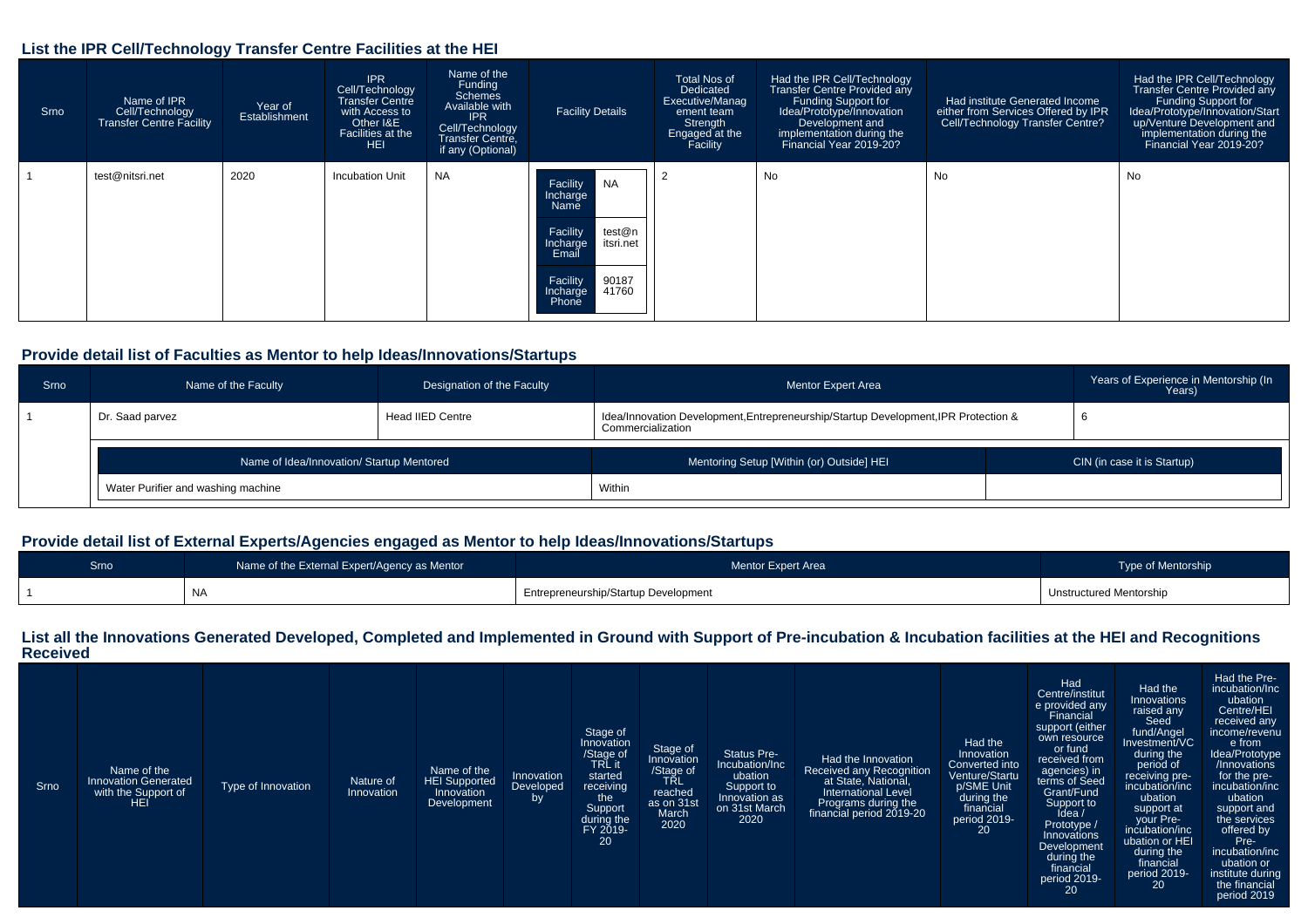## List the IPR Cell/Technology Transfer Centre Facilities at the HEI

| Srno | Name of IPR Cell/Technology Transfer Centre Facility | Year of Establishment | IPR Cell/Technology Transfer Centre with Access to Other I&E Facilities at the HEI | Name of the Funding Schemes Available with IPR Cell/Technology Transfer Centre, if any (Optional) | Facility Details | | Total Nos of Dedicated Executive/Management team Strength Engaged at the Facility | Had the IPR Cell/Technology Transfer Centre Provided any Funding Support for Idea/Prototype/Innovation Development and implementation during the Financial Year 2019-20? | Had institute Generated Income either from Services Offered by IPR Cell/Technology Transfer Centre? | Had the IPR Cell/Technology Transfer Centre Provided any Funding Support for Idea/Prototype/Innovation/Startup/Venture Development and implementation during the Financial Year 2019-20? |
|---|---|---|---|---|---|---|---|---|---|---|
| 1 | test@nitsri.net | 2020 | Incubation Unit | NA | Facility Incharge Name | NA | 2 | No | No | No |
| | | | | | Facility Incharge Email | test@nitsri.net | | | | |
| | | | | | Facility Incharge Phone | 9018741760 | | | | |

## Provide detail list of Faculties as Mentor to help Ideas/Innovations/Startups

| Srno | Name of the Faculty | Designation of the Faculty | Mentor Expert Area | Years of Experience in Mentorship (In Years) |
|---|---|---|---|---|
| 1 | Dr. Saad parvez | Head IIED Centre | Idea/Innovation Development,Entrepreneurship/Startup Development,IPR Protection & Commercialization | 6 |

| Name of Idea/Innovation/ Startup Mentored | Mentoring Setup [Within (or) Outside] HEI | CIN (in case it is Startup) |
|---|---|---|
| Water Purifier and washing machine | Within | |

## Provide detail list of External Experts/Agencies engaged as Mentor to help Ideas/Innovations/Startups

| Srno | Name of the External Expert/Agency as Mentor | Mentor Expert Area | Type of Mentorship |
|---|---|---|---|
| 1 | NA | Entrepreneurship/Startup Development | Unstructured Mentorship |

## List all the Innovations Generated Developed, Completed and Implemented in Ground with Support of Pre-incubation & Incubation facilities at the HEI and Recognitions Received

| Srno | Name of the Innovation Generated with the Support of HEI | Type of Innovation | Nature of Innovation | Name of the HEI Supported Innovation Development | Innovation Developed by | Stage of Innovation /Stage of TRL it started receiving the Support during the FY 2019-20 | Stage of Innovation /Stage of TRL reached as on 31st March 2020 | Status Pre-Incubation/Incubation Support to Innovation as on 31st March 2020 | Had the Innovation Received any Recognition at State, National, International Level Programs during the financial period 2019-20 | Had the Innovation Converted into Venture/Startup/SME Unit during the financial period 2019-20 | Had Centre/institute provided any Financial support (either own resource or fund received from agencies) in terms of Seed Grant/Fund Support to Idea / Prototype / Innovations Development during the financial period 2019-20 | Had the Innovations raised any Seed fund/Angel Investment/VC during the period of receiving pre-incubation/incubation support at your Pre-incubation/incubation or HEI during the financial period 2019-20 | Had the Pre-incubation/Incubation Centre/HEI received any income/revenue from Idea/Prototype /Innovations for the pre-incubation/incubation support and the services offered by Pre-incubation/incubation or institute during the financial period 2019 |
|---|---|---|---|---|---|---|---|---|---|---|---|---|---|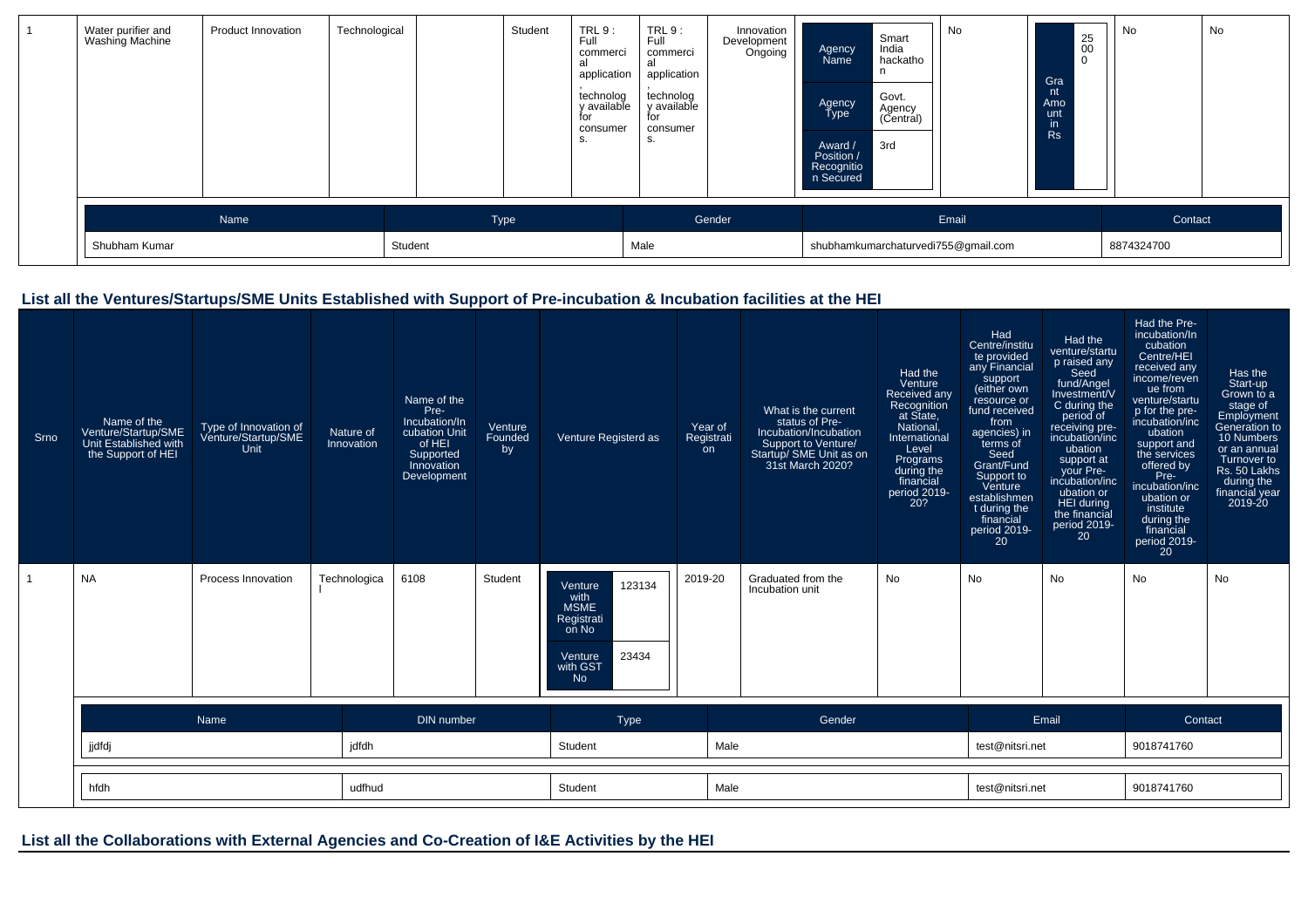| 1 | Water purifier and Washing Machine | Product Innovation | Technological | | Student | TRL 9 : Full commercial application, technology available for consumers. | TRL 9 : Full commercial application, technology available for consumers. | Innovation Development Ongoing | Agency Name: Smart India hackathon; Agency Type: Govt. Agency (Central); Award / Position / Recognition Secured: 3rd | No | Grant Amount in Rs: 2500 | No | No |
|---|---|---|---|---|---|---|---|---|---|---|---|---|---|

| Name | Type | Gender | Email | Contact |
|---|---|---|---|---|
| Shubham Kumar | Student | Male | shubhamkumarchaturvedi755@gmail.com | 8874324700 |

## List all the Ventures/Startups/SME Units Established with Support of Pre-incubation & Incubation facilities at the HEI

| Srno | Name of the Venture/Startup/SME Unit Established with the Support of HEI | Type of Innovation of Venture/Startup/SME Unit | Nature of Innovation | Name of the Pre-Incubation/Incubation Unit of HEI Supported Innovation Development | Venture Founded by | Venture Registerd as | Year of Registration | What is the current status of Pre-Incubation/Incubation Support to Venture/ Startup/ SME Unit as on 31st March 2020? | Had the Venture Received any Recognition at State, National, International Level Programs during the financial period 2019-20? | Had Centre/institute provided any Financial support (either own resource or fund received from agencies) in terms of Seed Grant/Fund Support to Venture establishment during the financial period 2019-20 | Had the venture/startup raised any Seed fund/Angel Investment/VC during the period of receiving pre-incubation/incubation support at your Pre-incubation/incubation or HEI during the financial period 2019-20 | Had the Pre-incubation/Incubation Centre/HEI received any income/revenue from venture/startup for the pre-incubation/incubation support and the services offered by Pre-incubation/incubation or institute during the financial period 2019-20 | Has the Start-up Grown to a stage of Employment Generation to 10 Numbers or an annual Turnover to Rs. 50 Lakhs during the financial year 2019-20 |
|---|---|---|---|---|---|---|---|---|---|---|---|---|---|
| 1 | NA | Process Innovation | Technological | 6108 | Student | Venture with MSME Registration No: 123134; Venture with GST No: 23434 | 2019-20 | Graduated from the Incubation unit | No | No | No | No | No |

| Name | DIN number | Type | Gender | Email | Contact |
|---|---|---|---|---|---|
| jjdfdj | jdfdh | Student | Male | test@nitsri.net | 9018741760 |
| hfdh | udfhud | Student | Male | test@nitsri.net | 9018741760 |

## List all the Collaborations with External Agencies and Co-Creation of I&E Activities by the HEI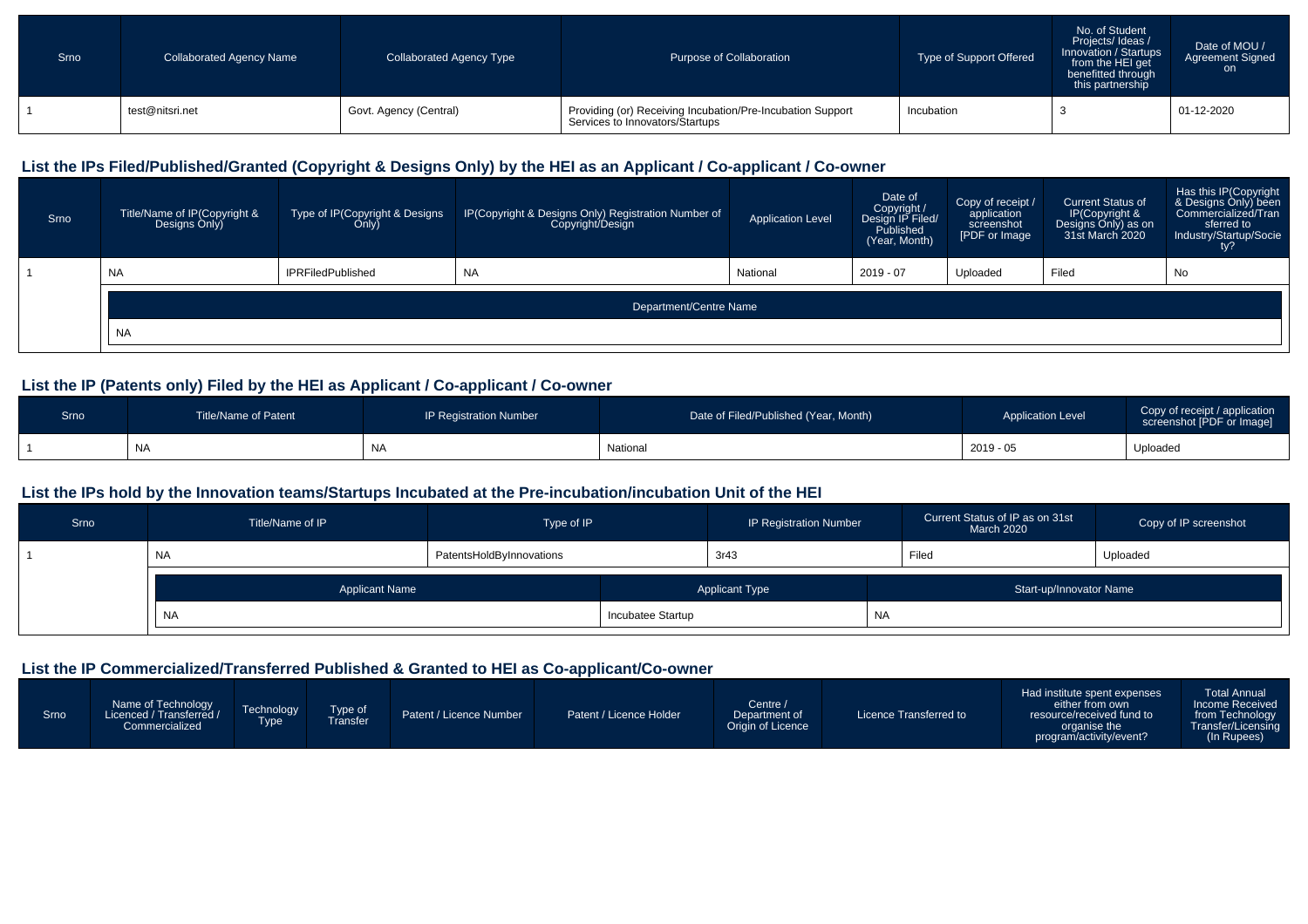| Srno | Collaborated Agency Name | Collaborated Agency Type | Purpose of Collaboration | Type of Support Offered | No. of Student Projects/ Ideas / Innovation / Startups from the HEI get benefitted through this partnership | Date of MOU / Agreement Signed on |
|---|---|---|---|---|---|---|
| 1 | test@nitsri.net | Govt. Agency (Central) | Providing (or) Receiving Incubation/Pre-Incubation Support Services to Innovators/Startups | Incubation | 3 | 01-12-2020 |

## List the IPs Filed/Published/Granted (Copyright & Designs Only) by the HEI as an Applicant / Co-applicant / Co-owner

| Srno | Title/Name of IP(Copyright & Designs Only) | Type of IP(Copyright & Designs Only) | IP(Copyright & Designs Only) Registration Number of Copyright/Design | Application Level | Date of Copyright / Design IP Filed/ Published (Year, Month) | Copy of receipt / application screenshot [PDF or Image | Current Status of IP(Copyright & Designs Only) as on 31st March 2020 | Has this IP(Copyright & Designs Only) been Commercialized/Transferred to Industry/Startup/Society? |
|---|---|---|---|---|---|---|---|---|
| 1 | NA | IPRFiledPublished | NA | National | 2019 - 07 | Uploaded | Filed | No |
| | Department/Centre Name | | | | | | | |
| | NA | | | | | | | |

## List the IP (Patents only) Filed by the HEI as Applicant / Co-applicant / Co-owner

| Srno | Title/Name of Patent | IP Registration Number | Date of Filed/Published (Year, Month) | Application Level | Copy of receipt / application screenshot [PDF or Image] |
|---|---|---|---|---|---|
| 1 | NA | NA | National | 2019 - 05 | Uploaded |

## List the IPs hold by the Innovation teams/Startups Incubated at the Pre-incubation/incubation Unit of the HEI

| Srno | Title/Name of IP | Type of IP | IP Registration Number | Current Status of IP as on 31st March 2020 | Copy of IP screenshot |
|---|---|---|---|---|---|
| 1 | NA | PatentsHoldByInnovations | 3r43 | Filed | Uploaded |
| | Applicant Name | Applicant Type | Start-up/Innovator Name | | |
| | NA | Incubatee Startup | NA | | |

## List the IP Commercialized/Transferred Published & Granted to HEI as Co-applicant/Co-owner

| Srno | Name of Technology Licenced / Transferred / Commercialized | Technology Type | Type of Transfer | Patent / Licence Number | Patent / Licence Holder | Centre / Department of Origin of Licence | Licence Transferred to | Had institute spent expenses either from own resource/received fund to organise the program/activity/event? | Total Annual Income Received from Technology Transfer/Licensing (In Rupees) |
|---|---|---|---|---|---|---|---|---|---|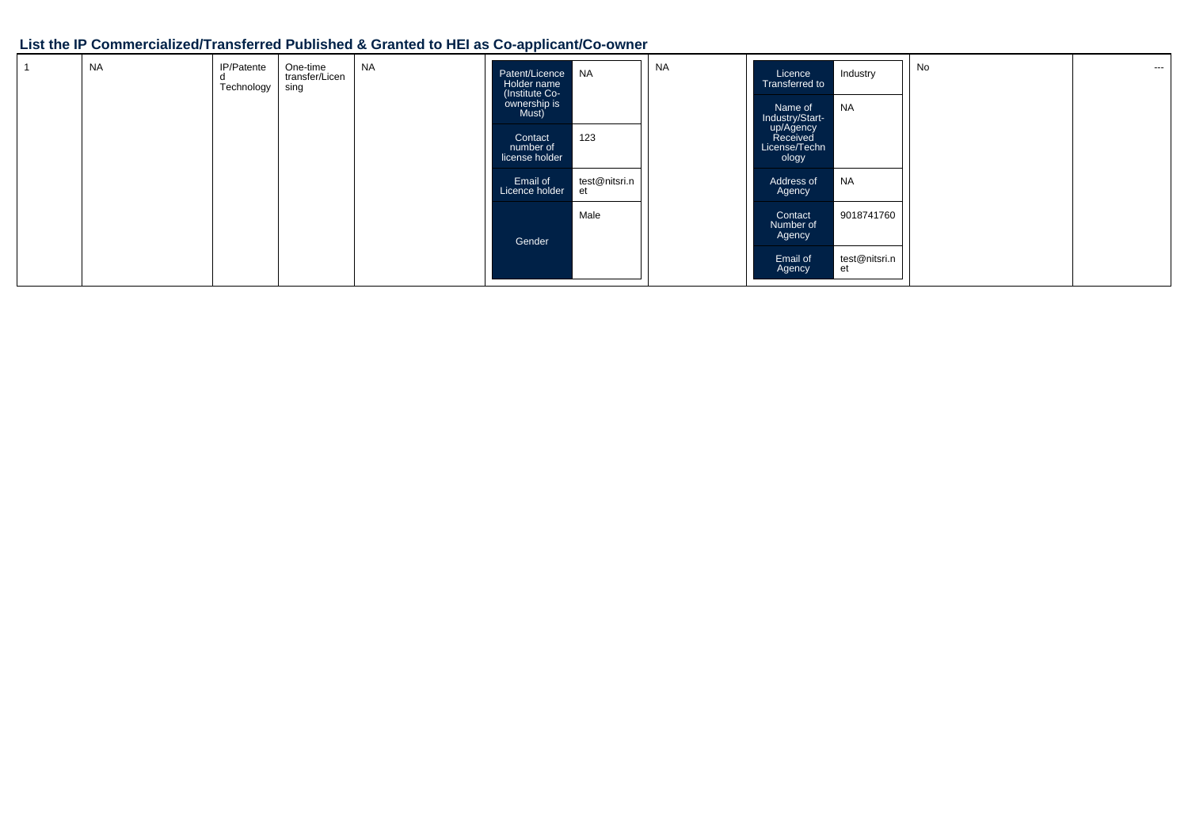## List the IP Commercialized/Transferred Published & Granted to HEI as Co-applicant/Co-owner

| | | | | | | | | | |
|---|---|---|---|---|---|---|---|---|---|
| 1 | NA | IP/Patented Technology | One-time transfer/Licensing | NA | Patent/Licence Holder name (Institute Co-ownership is Must): NA<br>Contact number of license holder: 123<br>Email of Licence holder: test@nitsri.net<br>Gender: Male | NA | Licence Transferred to: Industry<br>Name of Industry/Start-up/Agency Received License/Technology: NA<br>Address of Agency: NA<br>Contact Number of Agency: 9018741760<br>Email of Agency: test@nitsri.net | No | --- |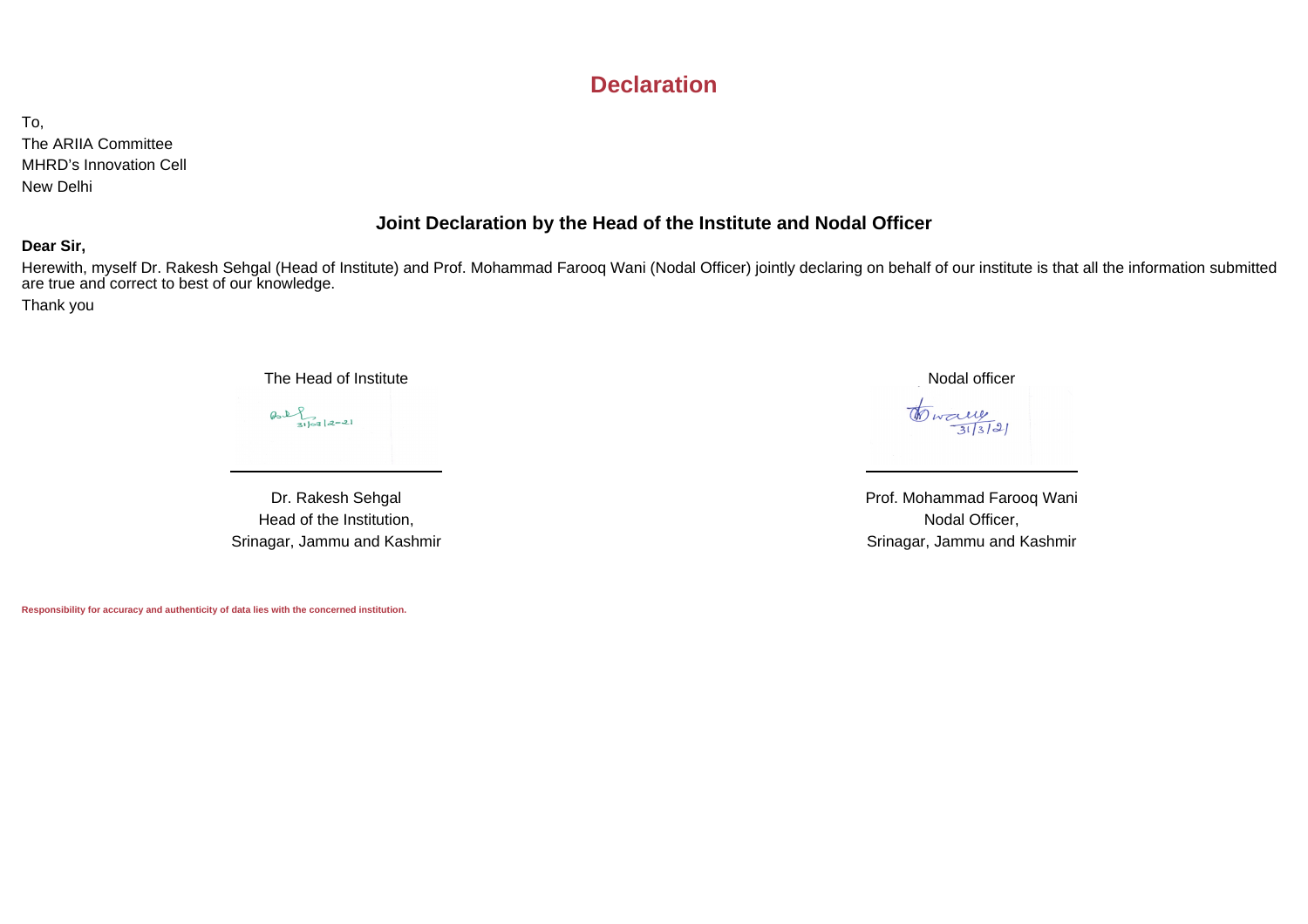# Declaration

To,
The ARIIA Committee
MHRD's Innovation Cell
New Delhi

## Joint Declaration by the Head of the Institute and Nodal Officer

**Dear Sir,**

Herewith, myself Dr. Rakesh Sehgal (Head of Institute) and Prof. Mohammad Farooq Wani (Nodal Officer) jointly declaring on behalf of our institute is that all the information submitted are true and correct to best of our knowledge.

Thank you

The Head of Institute

31/03/2021

Dr. Rakesh Sehgal
Head of the Institution,
Srinagar, Jammu and Kashmir

Nodal officer

31/3/21

Prof. Mohammad Farooq Wani
Nodal Officer,
Srinagar, Jammu and Kashmir

**Responsibility for accuracy and authenticity of data lies with the concerned institution.**